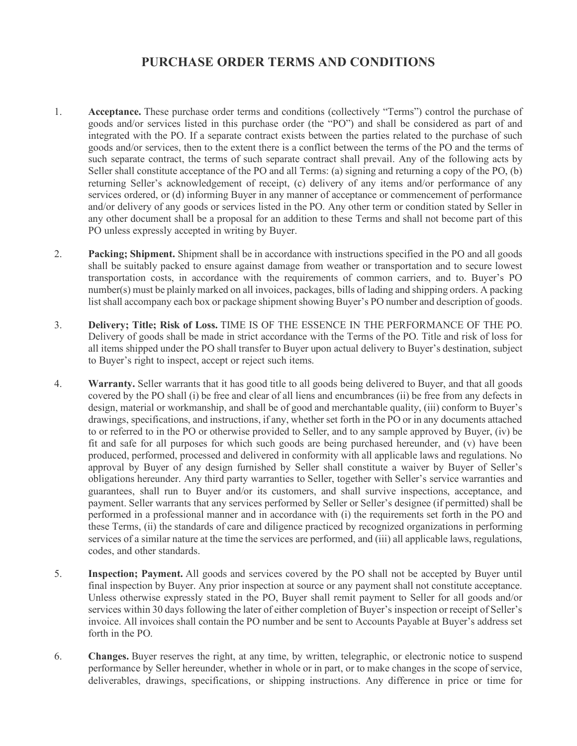# PURCHASE ORDER TERMS AND CONDITIONS

1. **Acceptance.** These purchase order terms and conditions (collectively "Terms") control the purchase of goods and/or services listed in this purchase order (the "PO") and shall be considered as part of and integrated with the PO. If a separate contract exists between the parties related to the purchase of such goods and/or services, then to the extent there is a conflict between the terms of the PO and the terms of such separate contract, the terms of such separate contract shall prevail. Any of the following acts by Seller shall constitute acceptance of the PO and all Terms: (a) signing and returning a copy of the PO, (b) returning Seller's acknowledgement of receipt, (c) delivery of any items and/or performance of any services ordered, or (d) informing Buyer in any manner of acceptance or commencement of performance and/or delivery of any goods or services listed in the PO. Any other term or condition stated by Seller in any other document shall be a proposal for an addition to these Terms and shall not become part of this PO unless expressly accepted in writing by Buyer.

2. **Packing; Shipment.** Shipment shall be in accordance with instructions specified in the PO and all goods shall be suitably packed to ensure against damage from weather or transportation and to secure lowest transportation costs, in accordance with the requirements of common carriers, and to. Buyer's PO number(s) must be plainly marked on all invoices, packages, bills of lading and shipping orders. A packing list shall accompany each box or package shipment showing Buyer's PO number and description of goods.

3. **Delivery; Title; Risk of Loss.** TIME IS OF THE ESSENCE IN THE PERFORMANCE OF THE PO. Delivery of goods shall be made in strict accordance with the Terms of the PO. Title and risk of loss for all items shipped under the PO shall transfer to Buyer upon actual delivery to Buyer's destination, subject to Buyer's right to inspect, accept or reject such items.

4. **Warranty.** Seller warrants that it has good title to all goods being delivered to Buyer, and that all goods covered by the PO shall (i) be free and clear of all liens and encumbrances (ii) be free from any defects in design, material or workmanship, and shall be of good and merchantable quality, (iii) conform to Buyer's drawings, specifications, and instructions, if any, whether set forth in the PO or in any documents attached to or referred to in the PO or otherwise provided to Seller, and to any sample approved by Buyer, (iv) be fit and safe for all purposes for which such goods are being purchased hereunder, and (v) have been produced, performed, processed and delivered in conformity with all applicable laws and regulations. No approval by Buyer of any design furnished by Seller shall constitute a waiver by Buyer of Seller's obligations hereunder. Any third party warranties to Seller, together with Seller's service warranties and guarantees, shall run to Buyer and/or its customers, and shall survive inspections, acceptance, and payment. Seller warrants that any services performed by Seller or Seller's designee (if permitted) shall be performed in a professional manner and in accordance with (i) the requirements set forth in the PO and these Terms, (ii) the standards of care and diligence practiced by recognized organizations in performing services of a similar nature at the time the services are performed, and (iii) all applicable laws, regulations, codes, and other standards.

5. **Inspection; Payment.** All goods and services covered by the PO shall not be accepted by Buyer until final inspection by Buyer. Any prior inspection at source or any payment shall not constitute acceptance. Unless otherwise expressly stated in the PO, Buyer shall remit payment to Seller for all goods and/or services within 30 days following the later of either completion of Buyer's inspection or receipt of Seller's invoice. All invoices shall contain the PO number and be sent to Accounts Payable at Buyer's address set forth in the PO.

6. **Changes.** Buyer reserves the right, at any time, by written, telegraphic, or electronic notice to suspend performance by Seller hereunder, whether in whole or in part, or to make changes in the scope of service, deliverables, drawings, specifications, or shipping instructions. Any difference in price or time for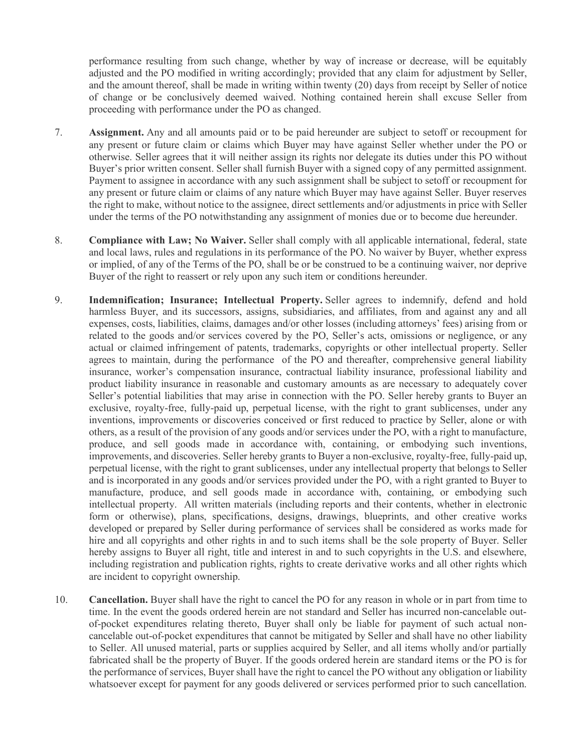performance resulting from such change, whether by way of increase or decrease, will be equitably adjusted and the PO modified in writing accordingly; provided that any claim for adjustment by Seller, and the amount thereof, shall be made in writing within twenty (20) days from receipt by Seller of notice of change or be conclusively deemed waived. Nothing contained herein shall excuse Seller from proceeding with performance under the PO as changed.

7. **Assignment.** Any and all amounts paid or to be paid hereunder are subject to setoff or recoupment for any present or future claim or claims which Buyer may have against Seller whether under the PO or otherwise. Seller agrees that it will neither assign its rights nor delegate its duties under this PO without Buyer's prior written consent. Seller shall furnish Buyer with a signed copy of any permitted assignment. Payment to assignee in accordance with any such assignment shall be subject to setoff or recoupment for any present or future claim or claims of any nature which Buyer may have against Seller. Buyer reserves the right to make, without notice to the assignee, direct settlements and/or adjustments in price with Seller under the terms of the PO notwithstanding any assignment of monies due or to become due hereunder.

8. **Compliance with Law; No Waiver.** Seller shall comply with all applicable international, federal, state and local laws, rules and regulations in its performance of the PO. No waiver by Buyer, whether express or implied, of any of the Terms of the PO, shall be or be construed to be a continuing waiver, nor deprive Buyer of the right to reassert or rely upon any such item or conditions hereunder.

9. **Indemnification; Insurance; Intellectual Property.** Seller agrees to indemnify, defend and hold harmless Buyer, and its successors, assigns, subsidiaries, and affiliates, from and against any and all expenses, costs, liabilities, claims, damages and/or other losses (including attorneys' fees) arising from or related to the goods and/or services covered by the PO, Seller's acts, omissions or negligence, or any actual or claimed infringement of patents, trademarks, copyrights or other intellectual property. Seller agrees to maintain, during the performance of the PO and thereafter, comprehensive general liability insurance, worker's compensation insurance, contractual liability insurance, professional liability and product liability insurance in reasonable and customary amounts as are necessary to adequately cover Seller's potential liabilities that may arise in connection with the PO. Seller hereby grants to Buyer an exclusive, royalty-free, fully-paid up, perpetual license, with the right to grant sublicenses, under any inventions, improvements or discoveries conceived or first reduced to practice by Seller, alone or with others, as a result of the provision of any goods and/or services under the PO, with a right to manufacture, produce, and sell goods made in accordance with, containing, or embodying such inventions, improvements, and discoveries. Seller hereby grants to Buyer a non-exclusive, royalty-free, fully-paid up, perpetual license, with the right to grant sublicenses, under any intellectual property that belongs to Seller and is incorporated in any goods and/or services provided under the PO, with a right granted to Buyer to manufacture, produce, and sell goods made in accordance with, containing, or embodying such intellectual property. All written materials (including reports and their contents, whether in electronic form or otherwise), plans, specifications, designs, drawings, blueprints, and other creative works developed or prepared by Seller during performance of services shall be considered as works made for hire and all copyrights and other rights in and to such items shall be the sole property of Buyer. Seller hereby assigns to Buyer all right, title and interest in and to such copyrights in the U.S. and elsewhere, including registration and publication rights, rights to create derivative works and all other rights which are incident to copyright ownership.

10. **Cancellation.** Buyer shall have the right to cancel the PO for any reason in whole or in part from time to time. In the event the goods ordered herein are not standard and Seller has incurred non-cancelable out-of-pocket expenditures relating thereto, Buyer shall only be liable for payment of such actual non-cancelable out-of-pocket expenditures that cannot be mitigated by Seller and shall have no other liability to Seller. All unused material, parts or supplies acquired by Seller, and all items wholly and/or partially fabricated shall be the property of Buyer. If the goods ordered herein are standard items or the PO is for the performance of services, Buyer shall have the right to cancel the PO without any obligation or liability whatsoever except for payment for any goods delivered or services performed prior to such cancellation.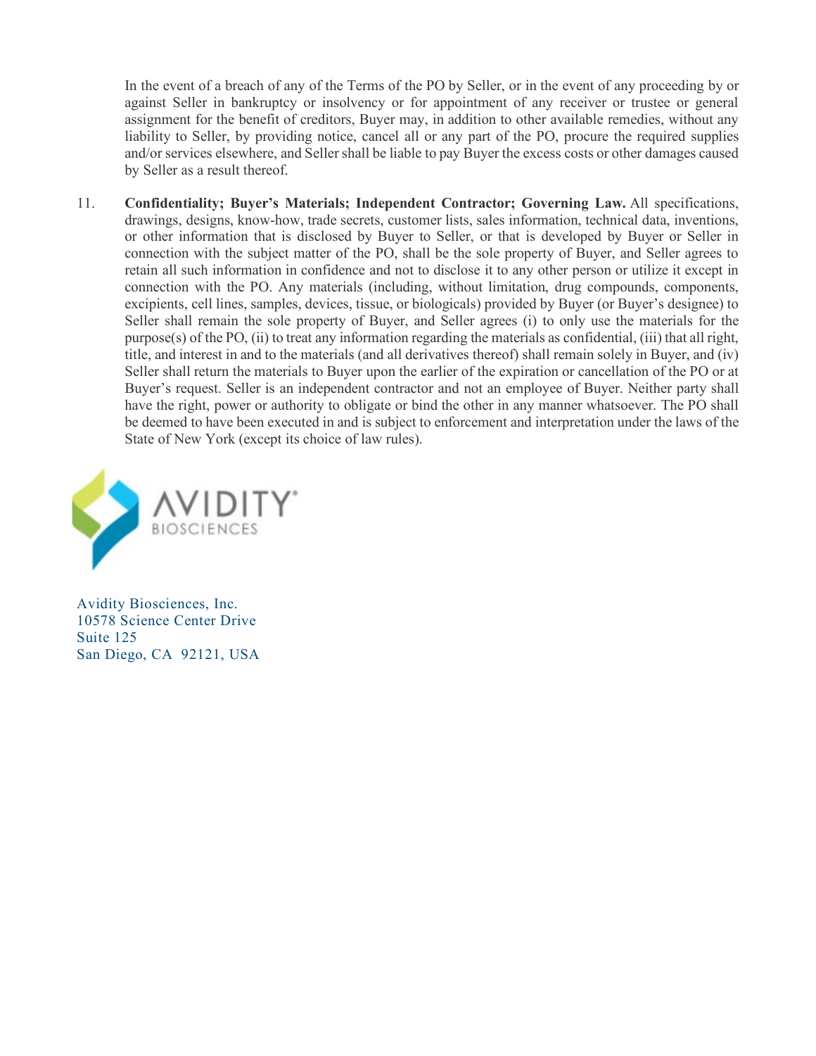In the event of a breach of any of the Terms of the PO by Seller, or in the event of any proceeding by or against Seller in bankruptcy or insolvency or for appointment of any receiver or trustee or general assignment for the benefit of creditors, Buyer may, in addition to other available remedies, without any liability to Seller, by providing notice, cancel all or any part of the PO, procure the required supplies and/or services elsewhere, and Seller shall be liable to pay Buyer the excess costs or other damages caused by Seller as a result thereof.

11. **Confidentiality; Buyer's Materials; Independent Contractor; Governing Law.** All specifications, drawings, designs, know-how, trade secrets, customer lists, sales information, technical data, inventions, or other information that is disclosed by Buyer to Seller, or that is developed by Buyer or Seller in connection with the subject matter of the PO, shall be the sole property of Buyer, and Seller agrees to retain all such information in confidence and not to disclose it to any other person or utilize it except in connection with the PO. Any materials (including, without limitation, drug compounds, components, excipients, cell lines, samples, devices, tissue, or biologicals) provided by Buyer (or Buyer's designee) to Seller shall remain the sole property of Buyer, and Seller agrees (i) to only use the materials for the purpose(s) of the PO, (ii) to treat any information regarding the materials as confidential, (iii) that all right, title, and interest in and to the materials (and all derivatives thereof) shall remain solely in Buyer, and (iv) Seller shall return the materials to Buyer upon the earlier of the expiration or cancellation of the PO or at Buyer's request. Seller is an independent contractor and not an employee of Buyer. Neither party shall have the right, power or authority to obligate or bind the other in any manner whatsoever. The PO shall be deemed to have been executed in and is subject to enforcement and interpretation under the laws of the State of New York (except its choice of law rules).

AVIDITY BIOSCIENCES

Avidity Biosciences, Inc.
10578 Science Center Drive
Suite 125
San Diego, CA 92121, USA